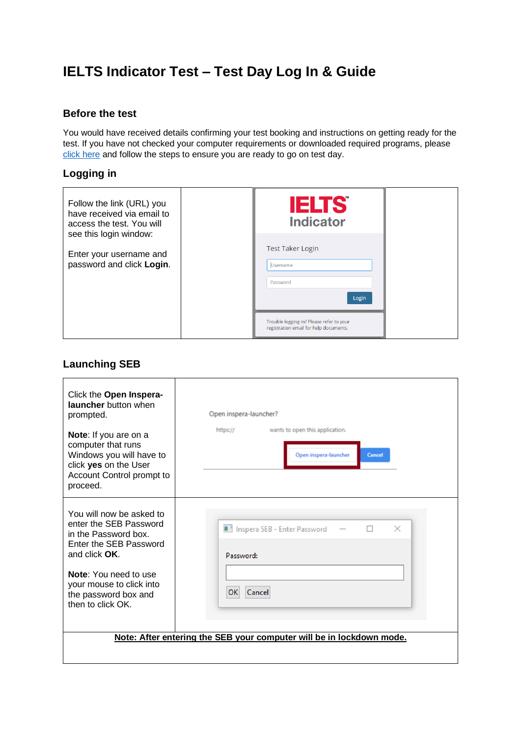# IELTS Indicator Test – Test Day Log In & Guide

## Before the test

You would have received details confirming your test booking and instructions on getting ready for the test. If you have not checked your computer requirements or downloaded required programs, please click here and follow the steps to ensure you are ready to go on test day.

## Logging in

| | |
|---|---|
| Follow the link (URL) you have received via email to access the test. You will see this login window:<br><br>Enter your username and password and click **Login**. | |

## Launching SEB

| | |
|---|---|
| Click the **Open Inspera-launcher** button when prompted.<br><br>**Note**: If you are on a computer that runs Windows you will have to click **yes** on the User Account Control prompt to proceed. | |
| You will now be asked to enter the SEB Password in the Password box. Enter the SEB Password and click **OK**.<br><br>**Note**: You need to use your mouse to click into the password box and then to click OK. | |

**Note: After entering the SEB your computer will be in lockdown mode.**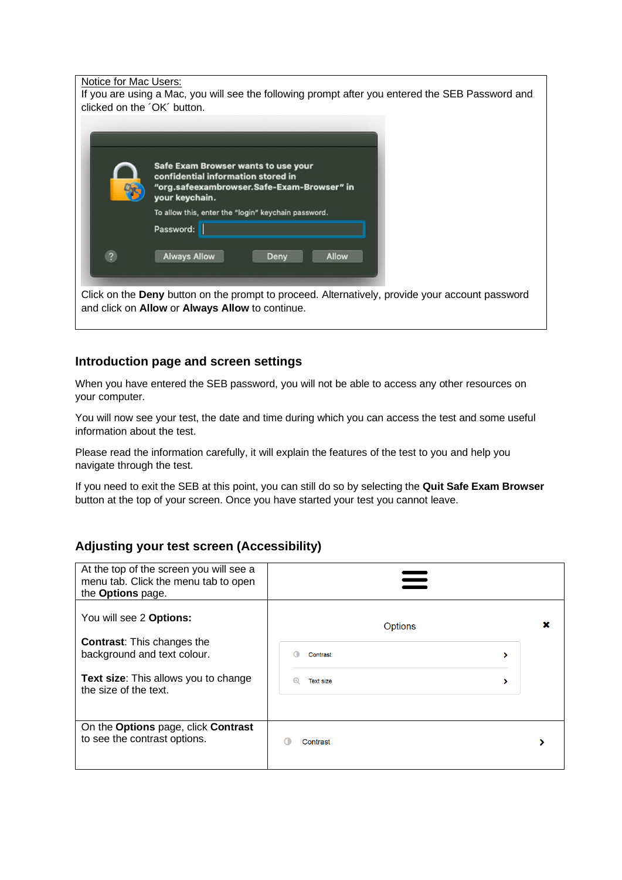Notice for Mac Users:

If you are using a Mac, you will see the following prompt after you entered the SEB Password and clicked on the ´OK´ button.

Click on the **Deny** button on the prompt to proceed. Alternatively, provide your account password and click on **Allow** or **Always Allow** to continue.

## Introduction page and screen settings

When you have entered the SEB password, you will not be able to access any other resources on your computer.

You will now see your test, the date and time during which you can access the test and some useful information about the test.

Please read the information carefully, it will explain the features of the test to you and help you navigate through the test.

If you need to exit the SEB at this point, you can still do so by selecting the **Quit Safe Exam Browser** button at the top of your screen. Once you have started your test you cannot leave.

## Adjusting your test screen (Accessibility)

| | |
|---|---|
| At the top of the screen you will see a menu tab. Click the menu tab to open the **Options** page. | |
| You will see 2 **Options:**<br><br>**Contrast**: This changes the background and text colour.<br><br>**Text size**: This allows you to change the size of the text. | Options<br>Contrast<br>Text size |
| On the **Options** page, click **Contrast** to see the contrast options. | Contrast |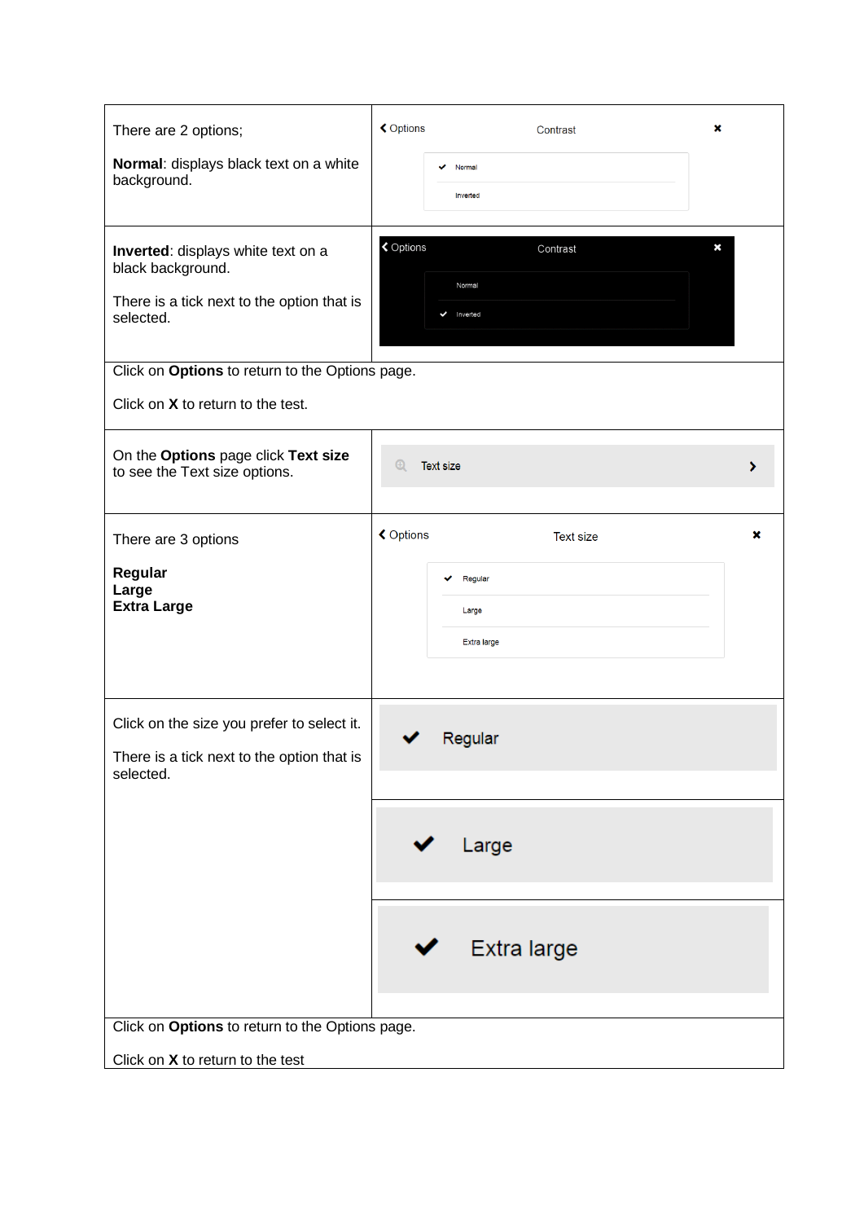| | |
|---|---|
| There are 2 options;<br><br>**Normal**: displays black text on a white background. | Options Contrast ✖<br>✔ Normal<br>Inverted |
| **Inverted**: displays white text on a black background.<br><br>There is a tick next to the option that is selected. | Options Contrast ✖<br>Normal<br>✔ Inverted |
| Click on **Options** to return to the Options page.<br><br>Click on **X** to return to the test. | |
| On the **Options** page click **Text size** to see the Text size options. | Text size › |
| There are 3 options<br><br>**Regular**<br>**Large**<br>**Extra Large** | Options Text size ✖<br>✔ Regular<br>Large<br>Extra large |
| Click on the size you prefer to select it.<br><br>There is a tick next to the option that is selected. | ✔ Regular<br><br>✔ Large<br><br>✔ Extra large |
| Click on **Options** to return to the Options page.<br><br>Click on **X** to return to the test | |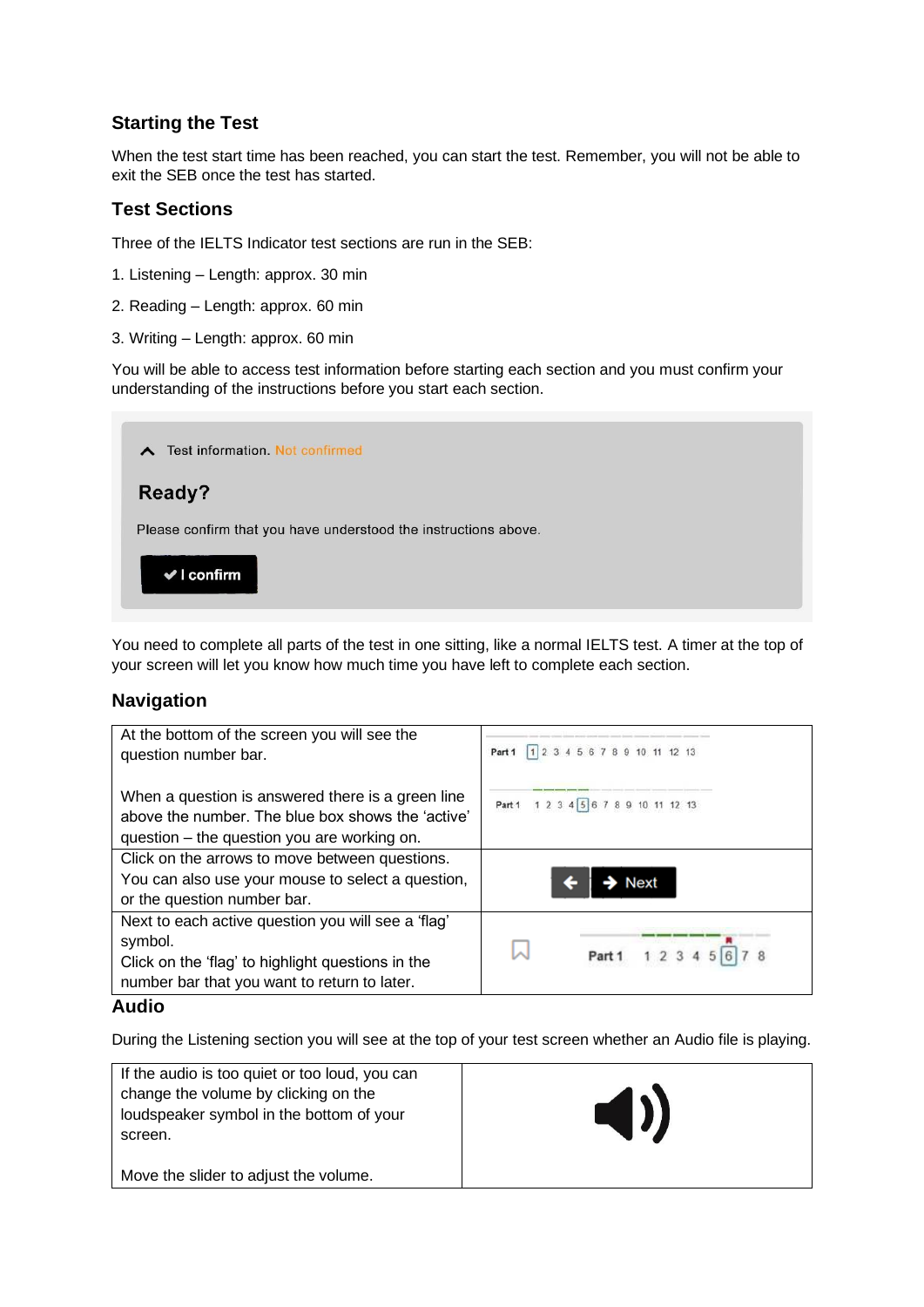### Starting the Test

When the test start time has been reached, you can start the test. Remember, you will not be able to exit the SEB once the test has started.

### Test Sections

Three of the IELTS Indicator test sections are run in the SEB:

1. Listening – Length: approx. 30 min
2. Reading – Length: approx. 60 min
3. Writing – Length: approx. 60 min

You will be able to access test information before starting each section and you must confirm your understanding of the instructions before you start each section.

Test information. Not confirmed

**Ready?**

Please confirm that you have understood the instructions above.

✔ I confirm

You need to complete all parts of the test in one sitting, like a normal IELTS test. A timer at the top of your screen will let you know how much time you have left to complete each section.

### Navigation

| | |
|---|---|
| At the bottom of the screen you will see the question number bar.<br><br>When a question is answered there is a green line above the number. The blue box shows the 'active' question – the question you are working on. | Part 1 1 2 3 4 5 6 7 8 9 10 11 12 13<br><br>Part 1 1 2 3 4 5 6 7 8 9 10 11 12 13 |
| Click on the arrows to move between questions. You can also use your mouse to select a question, or the question number bar. | ← → Next |
| Next to each active question you will see a 'flag' symbol.<br>Click on the 'flag' to highlight questions in the number bar that you want to return to later. | Part 1 1 2 3 4 5 6 7 8 |

### Audio

During the Listening section you will see at the top of your test screen whether an Audio file is playing.

| | |
|---|---|
| If the audio is too quiet or too loud, you can change the volume by clicking on the loudspeaker symbol in the bottom of your screen.<br><br>Move the slider to adjust the volume. | |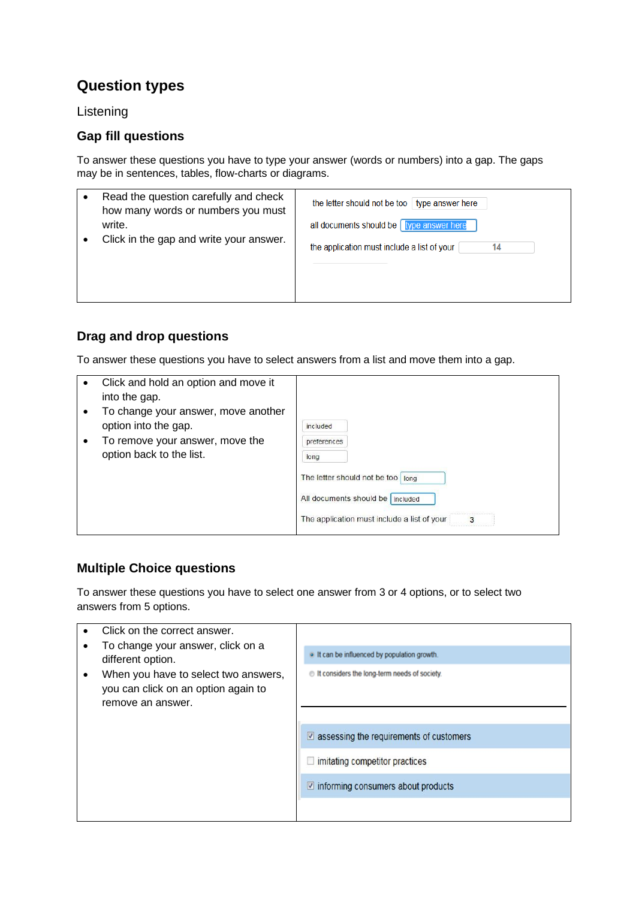## Question types

Listening

### Gap fill questions

To answer these questions you have to type your answer (words or numbers) into a gap. The gaps may be in sentences, tables, flow-charts or diagrams.

| | |
|---|---|
| • Read the question carefully and check how many words or numbers you must write.<br>• Click in the gap and write your answer. | the letter should not be too [type answer here]<br>all documents should be [type answer here]<br>the application must include a list of your [14] |

### Drag and drop questions

To answer these questions you have to select answers from a list and move them into a gap.

| | |
|---|---|
| • Click and hold an option and move it into the gap.<br>• To change your answer, move another option into the gap.<br>• To remove your answer, move the option back to the list. | included<br>preferences<br>long<br>The letter should not be too [long]<br>All documents should be [included]<br>The application must include a list of your [3] |

### Multiple Choice questions

To answer these questions you have to select one answer from 3 or 4 options, or to select two answers from 5 options.

| | |
|---|---|
| • Click on the correct answer.<br>• To change your answer, click on a different option.<br>• When you have to select two answers, you can click on an option again to remove an answer. | ◉ It can be influenced by population growth.<br>○ It considers the long-term needs of society.<br><br>☑ assessing the requirements of customers<br>☐ imitating competitor practices<br>☑ informing consumers about products |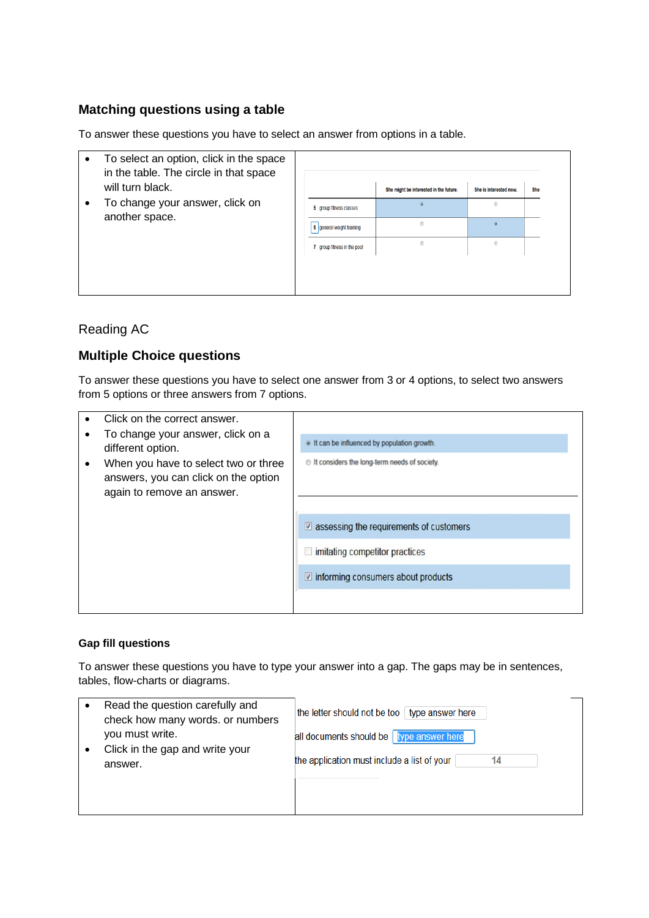## Matching questions using a table

To answer these questions you have to select an answer from options in a table.

| | |
|---|---|
| • To select an option, click in the space in the table. The circle in that space will turn black.<br>• To change your answer, click on another space. | |

| | She might be interested in the future. | She is interested now. | She |
|---|---|---|---|
| 5 group fitness classes | ◉ | ○ | |
| 6 general weight training | ○ | ◉ | |
| 7 group fitness in the pool | ○ | ○ | |

Reading AC

## Multiple Choice questions

To answer these questions you have to select one answer from 3 or 4 options, to select two answers from 5 options or three answers from 7 options.

| | |
|---|---|
| • Click on the correct answer.<br>• To change your answer, click on a different option.<br>• When you have to select two or three answers, you can click on the option again to remove an answer. | ◉ It can be influenced by population growth.<br>○ It considers the long-term needs of society.<br><br>☑ assessing the requirements of customers<br>☐ imitating competitor practices<br>☑ informing consumers about products |

### Gap fill questions

To answer these questions you have to type your answer into a gap. The gaps may be in sentences, tables, flow-charts or diagrams.

| | |
|---|---|
| • Read the question carefully and check how many words. or numbers you must write.<br>• Click in the gap and write your answer. | the letter should not be too [type answer here]<br>all documents should be [type answer here]<br>the application must include a list of your [14] |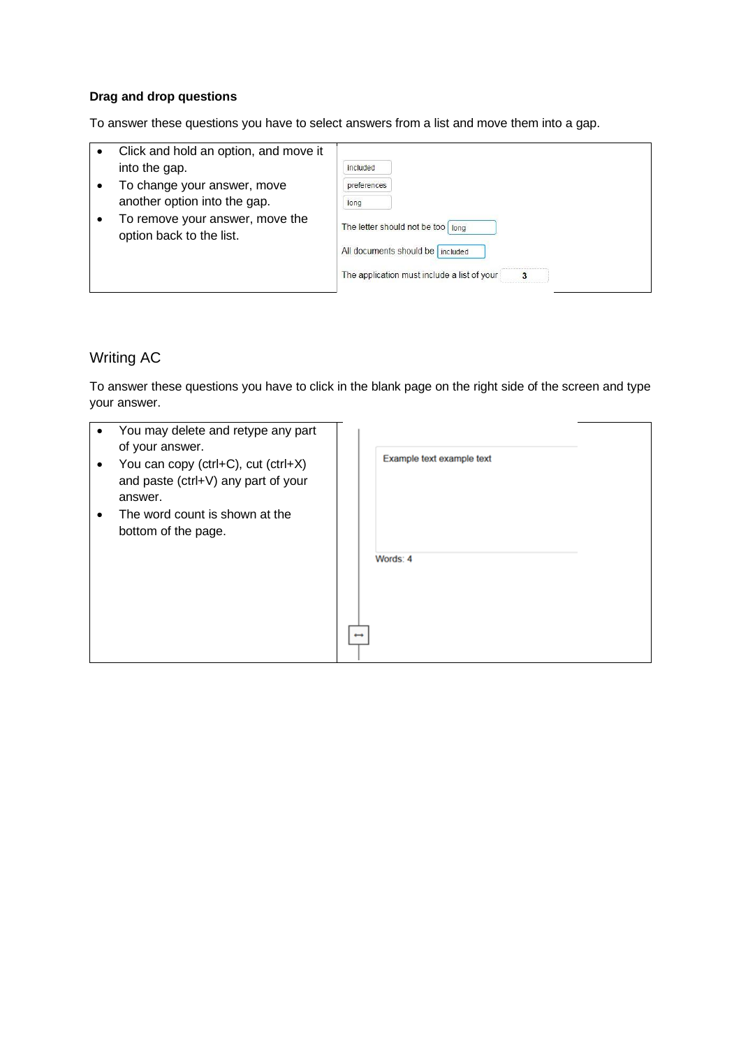**Drag and drop questions**

To answer these questions you have to select answers from a list and move them into a gap.

| | |
|---|---|
| • Click and hold an option, and move it into the gap.<br>• To change your answer, move another option into the gap.<br>• To remove your answer, move the option back to the list. | included<br>preferences<br>long<br>The letter should not be too long<br>All documents should be included<br>The application must include a list of your 3 |

## Writing AC

To answer these questions you have to click in the blank page on the right side of the screen and type your answer.

| | |
|---|---|
| • You may delete and retype any part of your answer.<br>• You can copy (ctrl+C), cut (ctrl+X) and paste (ctrl+V) any part of your answer.<br>• The word count is shown at the bottom of the page. | Example text example text<br>Words: 4 |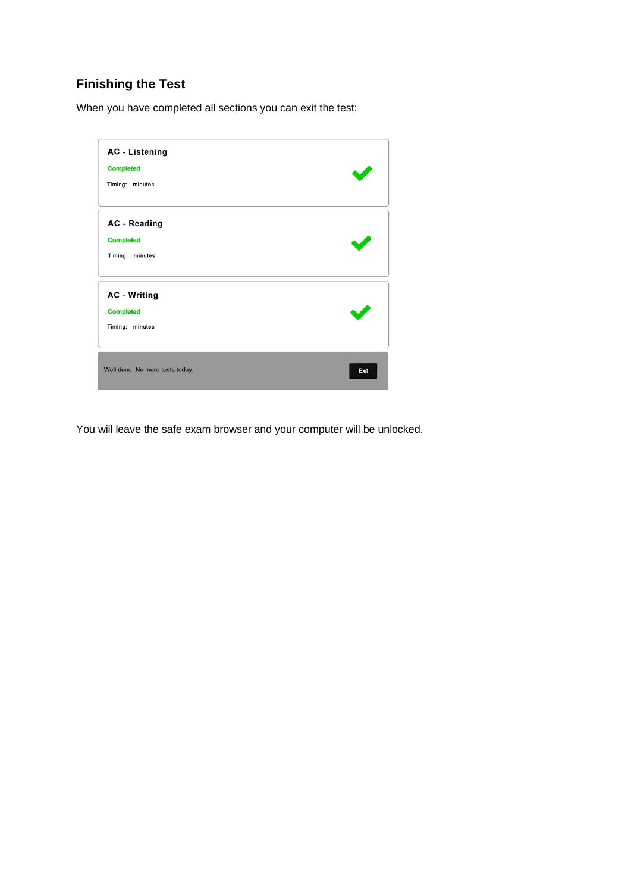## Finishing the Test

When you have completed all sections you can exit the test:

AC - Listening

Completed

Timing: minutes

AC - Reading

Completed

Timing: minutes

AC - Writing

Completed

Timing: minutes

Well done. No more tests today.

Exit

You will leave the safe exam browser and your computer will be unlocked.